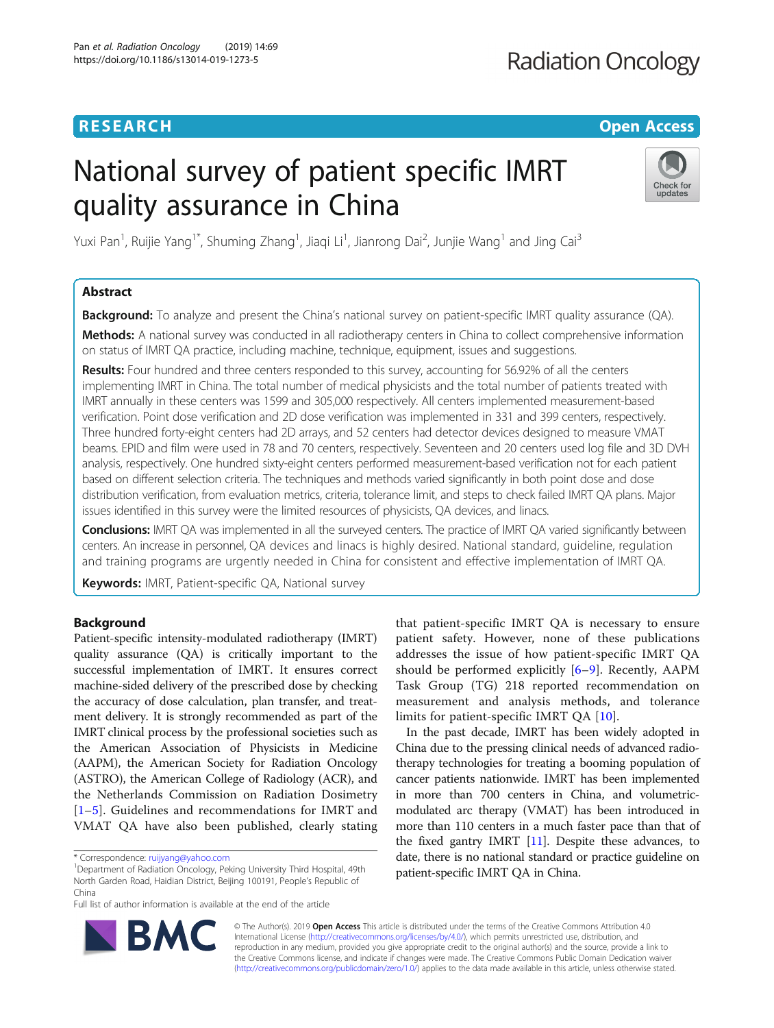RESEARCH Open Access

# National survey of patient specific IMRT quality assurance in China

Yuxi Pan[1], Ruijie Yang[1*], Shuming Zhang[1], Jiaqi Li[1], Jianrong Dai[2], Junjie Wang[1] and Jing Cai[3]

## Abstract

**Background:** To analyze and present the China's national survey on patient-specific IMRT quality assurance (QA).

**Methods:** A national survey was conducted in all radiotherapy centers in China to collect comprehensive information on status of IMRT QA practice, including machine, technique, equipment, issues and suggestions.

**Results:** Four hundred and three centers responded to this survey, accounting for 56.92% of all the centers implementing IMRT in China. The total number of medical physicists and the total number of patients treated with IMRT annually in these centers was 1599 and 305,000 respectively. All centers implemented measurement-based verification. Point dose verification and 2D dose verification was implemented in 331 and 399 centers, respectively. Three hundred forty-eight centers had 2D arrays, and 52 centers had detector devices designed to measure VMAT beams. EPID and film were used in 78 and 70 centers, respectively. Seventeen and 20 centers used log file and 3D DVH analysis, respectively. One hundred sixty-eight centers performed measurement-based verification not for each patient based on different selection criteria. The techniques and methods varied significantly in both point dose and dose distribution verification, from evaluation metrics, criteria, tolerance limit, and steps to check failed IMRT QA plans. Major issues identified in this survey were the limited resources of physicists, QA devices, and linacs.

**Conclusions:** IMRT QA was implemented in all the surveyed centers. The practice of IMRT QA varied significantly between centers. An increase in personnel, QA devices and linacs is highly desired. National standard, guideline, regulation and training programs are urgently needed in China for consistent and effective implementation of IMRT QA.

**Keywords:** IMRT, Patient-specific QA, National survey

## Background

Patient-specific intensity-modulated radiotherapy (IMRT) quality assurance (QA) is critically important to the successful implementation of IMRT. It ensures correct machine-sided delivery of the prescribed dose by checking the accuracy of dose calculation, plan transfer, and treatment delivery. It is strongly recommended as part of the IMRT clinical process by the professional societies such as the American Association of Physicists in Medicine (AAPM), the American Society for Radiation Oncology (ASTRO), the American College of Radiology (ACR), and the Netherlands Commission on Radiation Dosimetry [1–5]. Guidelines and recommendations for IMRT and VMAT QA have also been published, clearly stating that patient-specific IMRT QA is necessary to ensure patient safety. However, none of these publications addresses the issue of how patient-specific IMRT QA should be performed explicitly [6–9]. Recently, AAPM Task Group (TG) 218 reported recommendation on measurement and analysis methods, and tolerance limits for patient-specific IMRT QA [10].

In the past decade, IMRT has been widely adopted in China due to the pressing clinical needs of advanced radiotherapy technologies for treating a booming population of cancer patients nationwide. IMRT has been implemented in more than 700 centers in China, and volumetric-modulated arc therapy (VMAT) has been introduced in more than 110 centers in a much faster pace than that of the fixed gantry IMRT [11]. Despite these advances, to date, there is no national standard or practice guideline on patient-specific IMRT QA in China.

\* Correspondence: ruijyang@yahoo.com
[1]Department of Radiation Oncology, Peking University Third Hospital, 49th North Garden Road, Haidian District, Beijing 100191, People's Republic of China
Full list of author information is available at the end of the article

© The Author(s). 2019 **Open Access** This article is distributed under the terms of the Creative Commons Attribution 4.0 International License (http://creativecommons.org/licenses/by/4.0/), which permits unrestricted use, distribution, and reproduction in any medium, provided you give appropriate credit to the original author(s) and the source, provide a link to the Creative Commons license, and indicate if changes were made. The Creative Commons Public Domain Dedication waiver (http://creativecommons.org/publicdomain/zero/1.0/) applies to the data made available in this article, unless otherwise stated.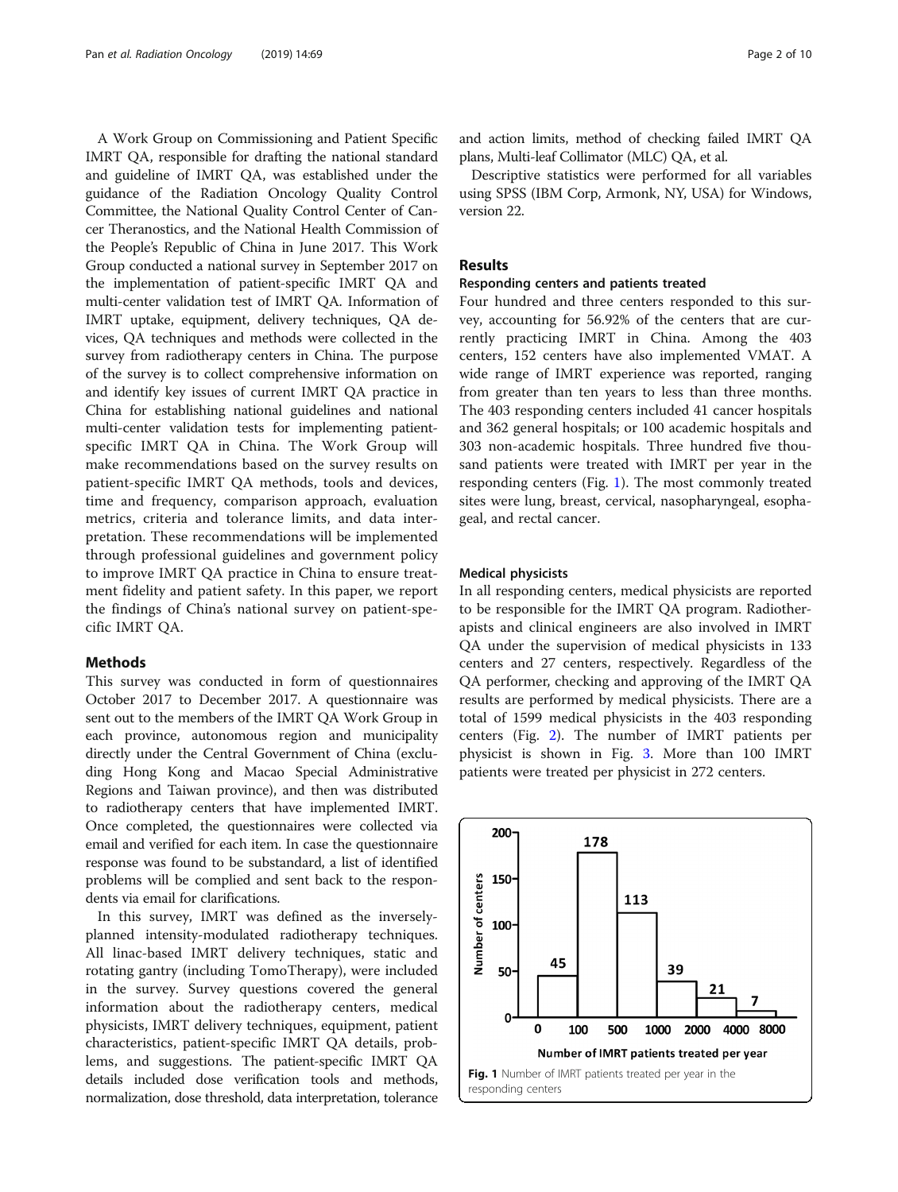A Work Group on Commissioning and Patient Specific IMRT QA, responsible for drafting the national standard and guideline of IMRT QA, was established under the guidance of the Radiation Oncology Quality Control Committee, the National Quality Control Center of Cancer Theranostics, and the National Health Commission of the People's Republic of China in June 2017. This Work Group conducted a national survey in September 2017 on the implementation of patient-specific IMRT QA and multi-center validation test of IMRT QA. Information of IMRT uptake, equipment, delivery techniques, QA devices, QA techniques and methods were collected in the survey from radiotherapy centers in China. The purpose of the survey is to collect comprehensive information on and identify key issues of current IMRT QA practice in China for establishing national guidelines and national multi-center validation tests for implementing patient-specific IMRT QA in China. The Work Group will make recommendations based on the survey results on patient-specific IMRT QA methods, tools and devices, time and frequency, comparison approach, evaluation metrics, criteria and tolerance limits, and data interpretation. These recommendations will be implemented through professional guidelines and government policy to improve IMRT QA practice in China to ensure treatment fidelity and patient safety. In this paper, we report the findings of China's national survey on patient-specific IMRT QA.

## Methods

This survey was conducted in form of questionnaires October 2017 to December 2017. A questionnaire was sent out to the members of the IMRT QA Work Group in each province, autonomous region and municipality directly under the Central Government of China (excluding Hong Kong and Macao Special Administrative Regions and Taiwan province), and then was distributed to radiotherapy centers that have implemented IMRT. Once completed, the questionnaires were collected via email and verified for each item. In case the questionnaire response was found to be substandard, a list of identified problems will be complied and sent back to the respondents via email for clarifications.

In this survey, IMRT was defined as the inversely-planned intensity-modulated radiotherapy techniques. All linac-based IMRT delivery techniques, static and rotating gantry (including TomoTherapy), were included in the survey. Survey questions covered the general information about the radiotherapy centers, medical physicists, IMRT delivery techniques, equipment, patient characteristics, patient-specific IMRT QA details, problems, and suggestions. The patient-specific IMRT QA details included dose verification tools and methods, normalization, dose threshold, data interpretation, tolerance and action limits, method of checking failed IMRT QA plans, Multi-leaf Collimator (MLC) QA, et al.

Descriptive statistics were performed for all variables using SPSS (IBM Corp, Armonk, NY, USA) for Windows, version 22.

## Results

### Responding centers and patients treated

Four hundred and three centers responded to this survey, accounting for 56.92% of the centers that are currently practicing IMRT in China. Among the 403 centers, 152 centers have also implemented VMAT. A wide range of IMRT experience was reported, ranging from greater than ten years to less than three months. The 403 responding centers included 41 cancer hospitals and 362 general hospitals; or 100 academic hospitals and 303 non-academic hospitals. Three hundred five thousand patients were treated with IMRT per year in the responding centers (Fig. 1). The most commonly treated sites were lung, breast, cervical, nasopharyngeal, esophageal, and rectal cancer.

### Medical physicists

In all responding centers, medical physicists are reported to be responsible for the IMRT QA program. Radiotherapists and clinical engineers are also involved in IMRT QA under the supervision of medical physicists in 133 centers and 27 centers, respectively. Regardless of the QA performer, checking and approving of the IMRT QA results are performed by medical physicists. There are a total of 1599 medical physicists in the 403 responding centers (Fig. 2). The number of IMRT patients per physicist is shown in Fig. 3. More than 100 IMRT patients were treated per physicist in 272 centers.

| Number of IMRT patients treated per year | Number of centers |
|---|---|
| 0–100 | 45 |
| 100–500 | 178 |
| 500–1000 | 113 |
| 1000–2000 | 39 |
| 2000–4000 | 21 |
| 4000–8000 | 7 |

**Fig. 1** Number of IMRT patients treated per year in the responding centers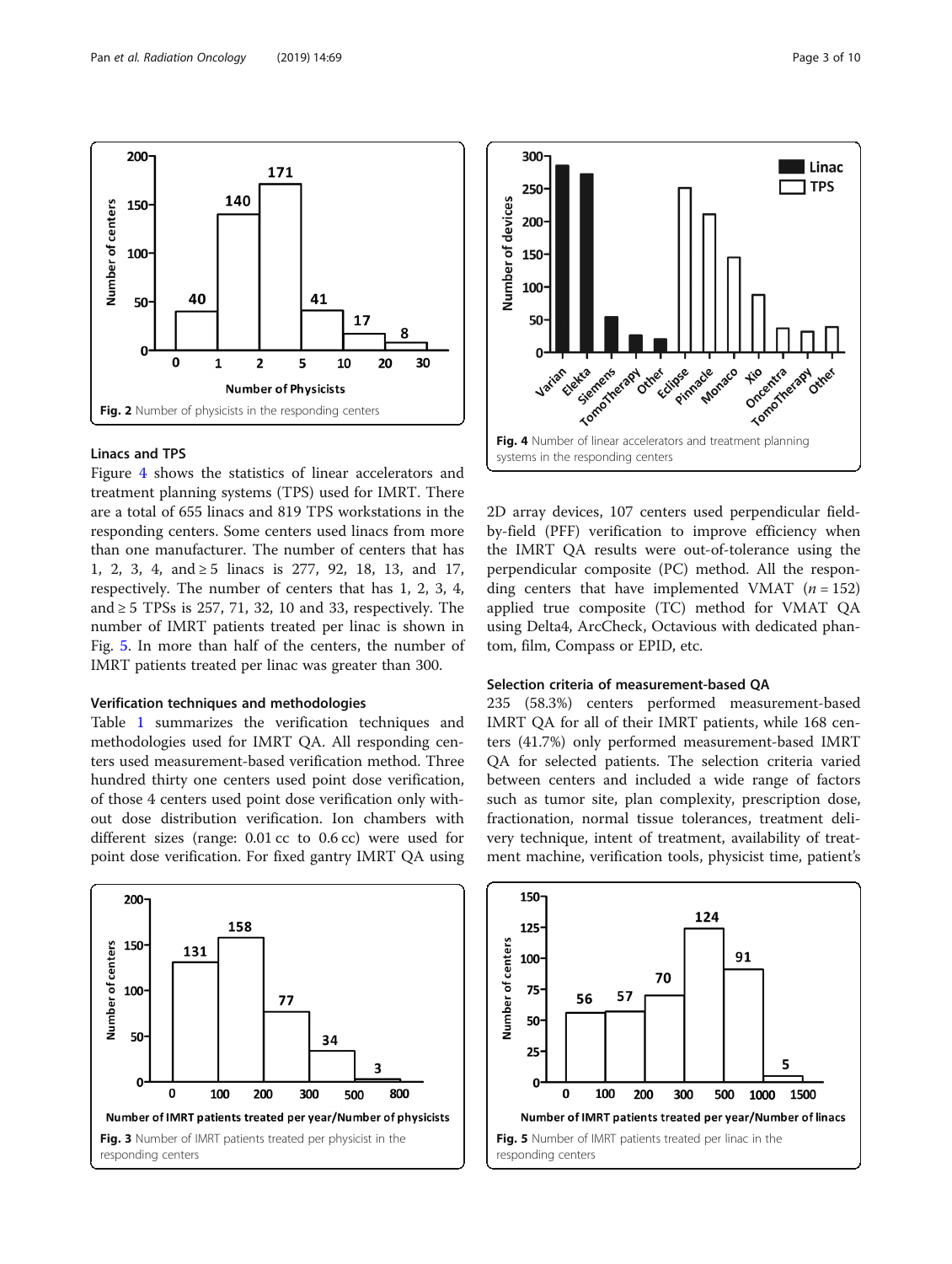Fig. 2 Number of physicists in the responding centers

### Linacs and TPS

Figure 4 shows the statistics of linear accelerators and treatment planning systems (TPS) used for IMRT. There are a total of 655 linacs and 819 TPS workstations in the responding centers. Some centers used linacs from more than one manufacturer. The number of centers that has 1, 2, 3, 4, and ≥ 5 linacs is 277, 92, 18, 13, and 17, respectively. The number of centers that has 1, 2, 3, 4, and ≥ 5 TPSs is 257, 71, 32, 10 and 33, respectively. The number of IMRT patients treated per linac is shown in Fig. 5. In more than half of the centers, the number of IMRT patients treated per linac was greater than 300.

### Verification techniques and methodologies

Table 1 summarizes the verification techniques and methodologies used for IMRT QA. All responding centers used measurement-based verification method. Three hundred thirty one centers used point dose verification, of those 4 centers used point dose verification only without dose distribution verification. Ion chambers with different sizes (range: 0.01 cc to 0.6 cc) were used for point dose verification. For fixed gantry IMRT QA using 2D array devices, 107 centers used perpendicular field-by-field (PFF) verification to improve efficiency when the IMRT QA results were out-of-tolerance using the perpendicular composite (PC) method. All the responding centers that have implemented VMAT ($n = 152$) applied true composite (TC) method for VMAT QA using Delta4, ArcCheck, Octavious with dedicated phantom, film, Compass or EPID, etc.

### Selection criteria of measurement-based QA

235 (58.3%) centers performed measurement-based IMRT QA for all of their IMRT patients, while 168 centers (41.7%) only performed measurement-based IMRT QA for selected patients. The selection criteria varied between centers and included a wide range of factors such as tumor site, plan complexity, prescription dose, fractionation, normal tissue tolerances, treatment delivery technique, intent of treatment, availability of treatment machine, verification tools, physicist time, patient's

Fig. 4 Number of linear accelerators and treatment planning systems in the responding centers

Fig. 3 Number of IMRT patients treated per physicist in the responding centers

Fig. 5 Number of IMRT patients treated per linac in the responding centers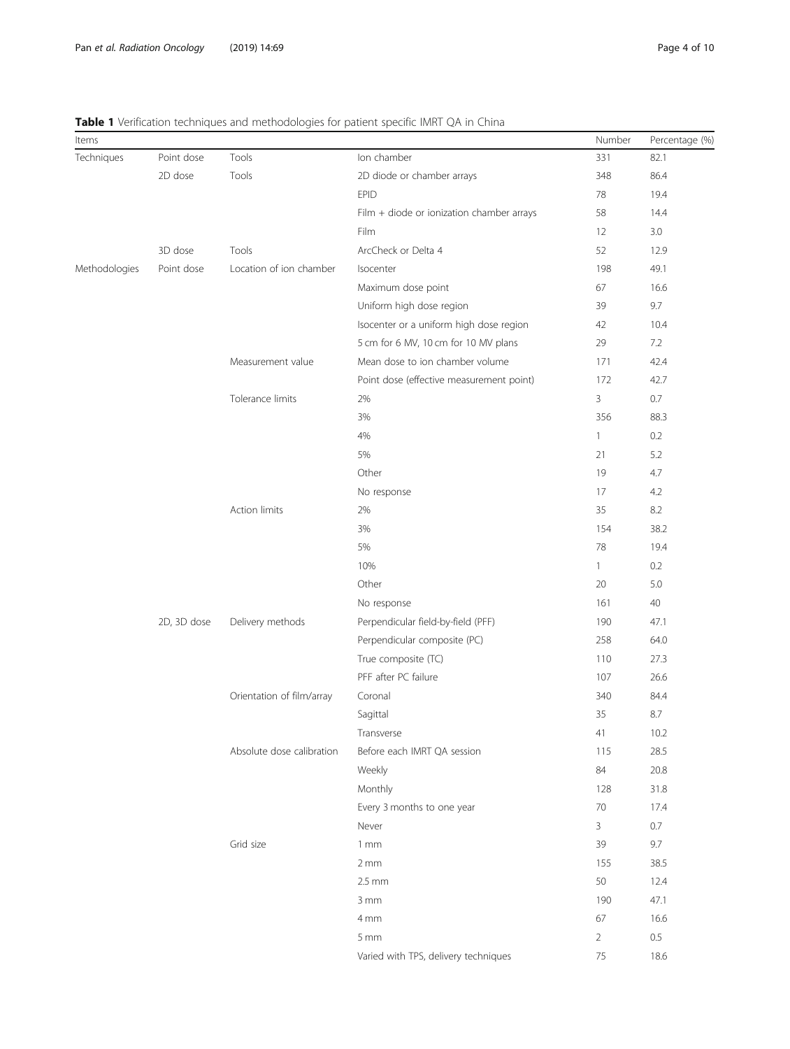**Table 1** Verification techniques and methodologies for patient specific IMRT QA in China

| Items | | | | Number | Percentage (%) |
|---|---|---|---|---|---|
| Techniques | Point dose | Tools | Ion chamber | 331 | 82.1 |
| | 2D dose | Tools | 2D diode or chamber arrays | 348 | 86.4 |
| | | | EPID | 78 | 19.4 |
| | | | Film + diode or ionization chamber arrays | 58 | 14.4 |
| | | | Film | 12 | 3.0 |
| | 3D dose | Tools | ArcCheck or Delta 4 | 52 | 12.9 |
| Methodologies | Point dose | Location of ion chamber | Isocenter | 198 | 49.1 |
| | | | Maximum dose point | 67 | 16.6 |
| | | | Uniform high dose region | 39 | 9.7 |
| | | | Isocenter or a uniform high dose region | 42 | 10.4 |
| | | | 5 cm for 6 MV, 10 cm for 10 MV plans | 29 | 7.2 |
| | | Measurement value | Mean dose to ion chamber volume | 171 | 42.4 |
| | | | Point dose (effective measurement point) | 172 | 42.7 |
| | | Tolerance limits | 2% | 3 | 0.7 |
| | | | 3% | 356 | 88.3 |
| | | | 4% | 1 | 0.2 |
| | | | 5% | 21 | 5.2 |
| | | | Other | 19 | 4.7 |
| | | | No response | 17 | 4.2 |
| | | Action limits | 2% | 35 | 8.2 |
| | | | 3% | 154 | 38.2 |
| | | | 5% | 78 | 19.4 |
| | | | 10% | 1 | 0.2 |
| | | | Other | 20 | 5.0 |
| | | | No response | 161 | 40 |
| | 2D, 3D dose | Delivery methods | Perpendicular field-by-field (PFF) | 190 | 47.1 |
| | | | Perpendicular composite (PC) | 258 | 64.0 |
| | | | True composite (TC) | 110 | 27.3 |
| | | | PFF after PC failure | 107 | 26.6 |
| | | Orientation of film/array | Coronal | 340 | 84.4 |
| | | | Sagittal | 35 | 8.7 |
| | | | Transverse | 41 | 10.2 |
| | | Absolute dose calibration | Before each IMRT QA session | 115 | 28.5 |
| | | | Weekly | 84 | 20.8 |
| | | | Monthly | 128 | 31.8 |
| | | | Every 3 months to one year | 70 | 17.4 |
| | | | Never | 3 | 0.7 |
| | | Grid size | 1 mm | 39 | 9.7 |
| | | | 2 mm | 155 | 38.5 |
| | | | 2.5 mm | 50 | 12.4 |
| | | | 3 mm | 190 | 47.1 |
| | | | 4 mm | 67 | 16.6 |
| | | | 5 mm | 2 | 0.5 |
| | | | Varied with TPS, delivery techniques | 75 | 18.6 |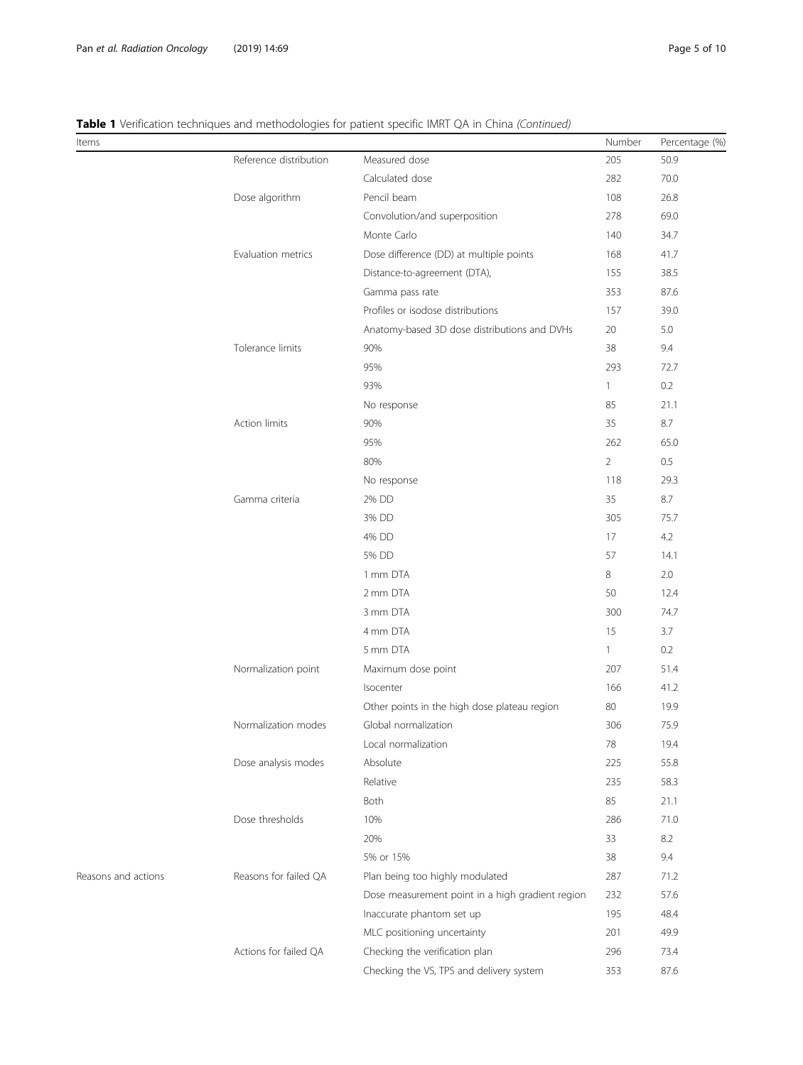**Table 1** Verification techniques and methodologies for patient specific IMRT QA in China *(Continued)*

| Items | | | Number | Percentage (%) |
|---|---|---|---|---|
| | Reference distribution | Measured dose | 205 | 50.9 |
| | | Calculated dose | 282 | 70.0 |
| | Dose algorithm | Pencil beam | 108 | 26.8 |
| | | Convolution/and superposition | 278 | 69.0 |
| | | Monte Carlo | 140 | 34.7 |
| | Evaluation metrics | Dose difference (DD) at multiple points | 168 | 41.7 |
| | | Distance-to-agreement (DTA), | 155 | 38.5 |
| | | Gamma pass rate | 353 | 87.6 |
| | | Profiles or isodose distributions | 157 | 39.0 |
| | | Anatomy-based 3D dose distributions and DVHs | 20 | 5.0 |
| | Tolerance limits | 90% | 38 | 9.4 |
| | | 95% | 293 | 72.7 |
| | | 93% | 1 | 0.2 |
| | | No response | 85 | 21.1 |
| | Action limits | 90% | 35 | 8.7 |
| | | 95% | 262 | 65.0 |
| | | 80% | 2 | 0.5 |
| | | No response | 118 | 29.3 |
| | Gamma criteria | 2% DD | 35 | 8.7 |
| | | 3% DD | 305 | 75.7 |
| | | 4% DD | 17 | 4.2 |
| | | 5% DD | 57 | 14.1 |
| | | 1 mm DTA | 8 | 2.0 |
| | | 2 mm DTA | 50 | 12.4 |
| | | 3 mm DTA | 300 | 74.7 |
| | | 4 mm DTA | 15 | 3.7 |
| | | 5 mm DTA | 1 | 0.2 |
| | Normalization point | Maximum dose point | 207 | 51.4 |
| | | Isocenter | 166 | 41.2 |
| | | Other points in the high dose plateau region | 80 | 19.9 |
| | Normalization modes | Global normalization | 306 | 75.9 |
| | | Local normalization | 78 | 19.4 |
| | Dose analysis modes | Absolute | 225 | 55.8 |
| | | Relative | 235 | 58.3 |
| | | Both | 85 | 21.1 |
| | Dose thresholds | 10% | 286 | 71.0 |
| | | 20% | 33 | 8.2 |
| | | 5% or 15% | 38 | 9.4 |
| Reasons and actions | Reasons for failed QA | Plan being too highly modulated | 287 | 71.2 |
| | | Dose measurement point in a high gradient region | 232 | 57.6 |
| | | Inaccurate phantom set up | 195 | 48.4 |
| | | MLC positioning uncertainty | 201 | 49.9 |
| | Actions for failed QA | Checking the verification plan | 296 | 73.4 |
| | | Checking the VS, TPS and delivery system | 353 | 87.6 |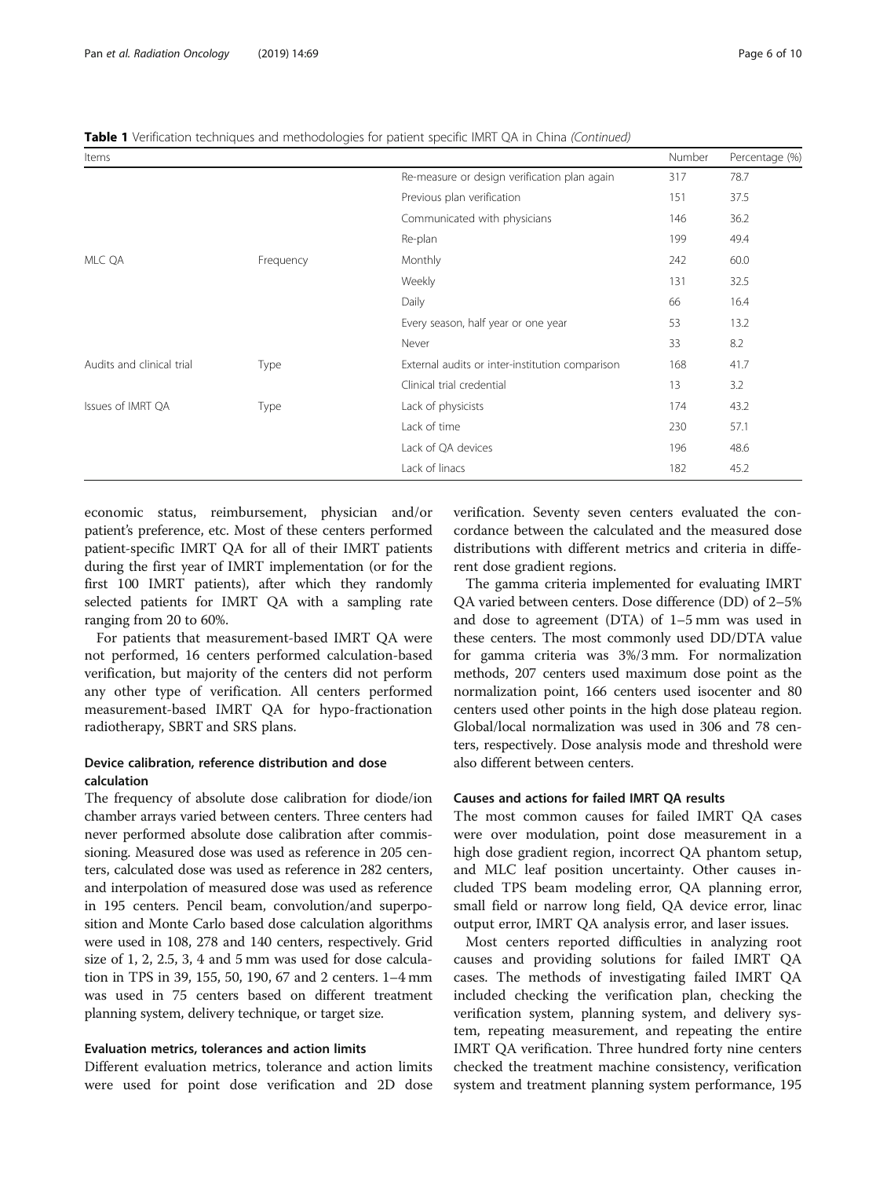**Table 1** Verification techniques and methodologies for patient specific IMRT QA in China *(Continued)*

| Items | | | Number | Percentage (%) |
|---|---|---|---|---|
| | | Re-measure or design verification plan again | 317 | 78.7 |
| | | Previous plan verification | 151 | 37.5 |
| | | Communicated with physicians | 146 | 36.2 |
| | | Re-plan | 199 | 49.4 |
| MLC QA | Frequency | Monthly | 242 | 60.0 |
| | | Weekly | 131 | 32.5 |
| | | Daily | 66 | 16.4 |
| | | Every season, half year or one year | 53 | 13.2 |
| | | Never | 33 | 8.2 |
| Audits and clinical trial | Type | External audits or inter-institution comparison | 168 | 41.7 |
| | | Clinical trial credential | 13 | 3.2 |
| Issues of IMRT QA | Type | Lack of physicists | 174 | 43.2 |
| | | Lack of time | 230 | 57.1 |
| | | Lack of QA devices | 196 | 48.6 |
| | | Lack of linacs | 182 | 45.2 |

economic status, reimbursement, physician and/or patient's preference, etc. Most of these centers performed patient-specific IMRT QA for all of their IMRT patients during the first year of IMRT implementation (or for the first 100 IMRT patients), after which they randomly selected patients for IMRT QA with a sampling rate ranging from 20 to 60%.

For patients that measurement-based IMRT QA were not performed, 16 centers performed calculation-based verification, but majority of the centers did not perform any other type of verification. All centers performed measurement-based IMRT QA for hypo-fractionation radiotherapy, SBRT and SRS plans.

### Device calibration, reference distribution and dose calculation

The frequency of absolute dose calibration for diode/ion chamber arrays varied between centers. Three centers had never performed absolute dose calibration after commissioning. Measured dose was used as reference in 205 centers, calculated dose was used as reference in 282 centers, and interpolation of measured dose was used as reference in 195 centers. Pencil beam, convolution/and superposition and Monte Carlo based dose calculation algorithms were used in 108, 278 and 140 centers, respectively. Grid size of 1, 2, 2.5, 3, 4 and 5 mm was used for dose calculation in TPS in 39, 155, 50, 190, 67 and 2 centers. 1–4 mm was used in 75 centers based on different treatment planning system, delivery technique, or target size.

### Evaluation metrics, tolerances and action limits

Different evaluation metrics, tolerance and action limits were used for point dose verification and 2D dose verification. Seventy seven centers evaluated the concordance between the calculated and the measured dose distributions with different metrics and criteria in different dose gradient regions.

The gamma criteria implemented for evaluating IMRT QA varied between centers. Dose difference (DD) of 2–5% and dose to agreement (DTA) of 1–5 mm was used in these centers. The most commonly used DD/DTA value for gamma criteria was 3%/3 mm. For normalization methods, 207 centers used maximum dose point as the normalization point, 166 centers used isocenter and 80 centers used other points in the high dose plateau region. Global/local normalization was used in 306 and 78 centers, respectively. Dose analysis mode and threshold were also different between centers.

### Causes and actions for failed IMRT QA results

The most common causes for failed IMRT QA cases were over modulation, point dose measurement in a high dose gradient region, incorrect QA phantom setup, and MLC leaf position uncertainty. Other causes included TPS beam modeling error, QA planning error, small field or narrow long field, QA device error, linac output error, IMRT QA analysis error, and laser issues.

Most centers reported difficulties in analyzing root causes and providing solutions for failed IMRT QA cases. The methods of investigating failed IMRT QA included checking the verification plan, checking the verification system, planning system, and delivery system, repeating measurement, and repeating the entire IMRT QA verification. Three hundred forty nine centers checked the treatment machine consistency, verification system and treatment planning system performance, 195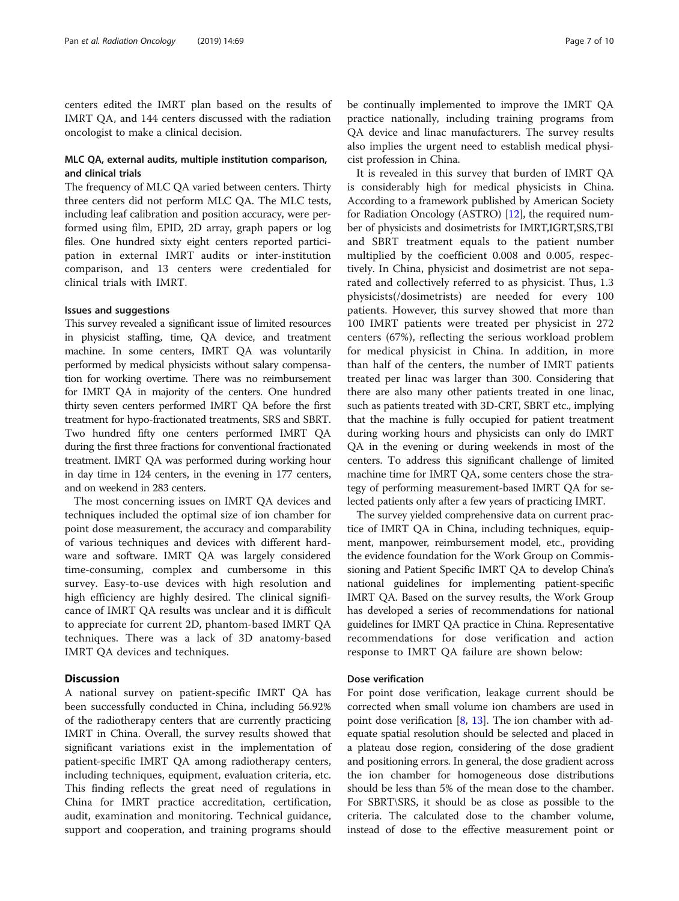centers edited the IMRT plan based on the results of IMRT QA, and 144 centers discussed with the radiation oncologist to make a clinical decision.

### MLC QA, external audits, multiple institution comparison, and clinical trials

The frequency of MLC QA varied between centers. Thirty three centers did not perform MLC QA. The MLC tests, including leaf calibration and position accuracy, were performed using film, EPID, 2D array, graph papers or log files. One hundred sixty eight centers reported participation in external IMRT audits or inter-institution comparison, and 13 centers were credentialed for clinical trials with IMRT.

### Issues and suggestions

This survey revealed a significant issue of limited resources in physicist staffing, time, QA device, and treatment machine. In some centers, IMRT QA was voluntarily performed by medical physicists without salary compensation for working overtime. There was no reimbursement for IMRT QA in majority of the centers. One hundred thirty seven centers performed IMRT QA before the first treatment for hypo-fractionated treatments, SRS and SBRT. Two hundred fifty one centers performed IMRT QA during the first three fractions for conventional fractionated treatment. IMRT QA was performed during working hour in day time in 124 centers, in the evening in 177 centers, and on weekend in 283 centers.

The most concerning issues on IMRT QA devices and techniques included the optimal size of ion chamber for point dose measurement, the accuracy and comparability of various techniques and devices with different hardware and software. IMRT QA was largely considered time-consuming, complex and cumbersome in this survey. Easy-to-use devices with high resolution and high efficiency are highly desired. The clinical significance of IMRT QA results was unclear and it is difficult to appreciate for current 2D, phantom-based IMRT QA techniques. There was a lack of 3D anatomy-based IMRT QA devices and techniques.

## Discussion

A national survey on patient-specific IMRT QA has been successfully conducted in China, including 56.92% of the radiotherapy centers that are currently practicing IMRT in China. Overall, the survey results showed that significant variations exist in the implementation of patient-specific IMRT QA among radiotherapy centers, including techniques, equipment, evaluation criteria, etc. This finding reflects the great need of regulations in China for IMRT practice accreditation, certification, audit, examination and monitoring. Technical guidance, support and cooperation, and training programs should be continually implemented to improve the IMRT QA practice nationally, including training programs from QA device and linac manufacturers. The survey results also implies the urgent need to establish medical physicist profession in China.

It is revealed in this survey that burden of IMRT QA is considerably high for medical physicists in China. According to a framework published by American Society for Radiation Oncology (ASTRO) [12], the required number of physicists and dosimetrists for IMRT,IGRT,SRS,TBI and SBRT treatment equals to the patient number multiplied by the coefficient 0.008 and 0.005, respectively. In China, physicist and dosimetrist are not separated and collectively referred to as physicist. Thus, 1.3 physicists(/dosimetrists) are needed for every 100 patients. However, this survey showed that more than 100 IMRT patients were treated per physicist in 272 centers (67%), reflecting the serious workload problem for medical physicist in China. In addition, in more than half of the centers, the number of IMRT patients treated per linac was larger than 300. Considering that there are also many other patients treated in one linac, such as patients treated with 3D-CRT, SBRT etc., implying that the machine is fully occupied for patient treatment during working hours and physicists can only do IMRT QA in the evening or during weekends in most of the centers. To address this significant challenge of limited machine time for IMRT QA, some centers chose the strategy of performing measurement-based IMRT QA for selected patients only after a few years of practicing IMRT.

The survey yielded comprehensive data on current practice of IMRT QA in China, including techniques, equipment, manpower, reimbursement model, etc., providing the evidence foundation for the Work Group on Commissioning and Patient Specific IMRT QA to develop China's national guidelines for implementing patient-specific IMRT QA. Based on the survey results, the Work Group has developed a series of recommendations for national guidelines for IMRT QA practice in China. Representative recommendations for dose verification and action response to IMRT QA failure are shown below:

### Dose verification

For point dose verification, leakage current should be corrected when small volume ion chambers are used in point dose verification [8, 13]. The ion chamber with adequate spatial resolution should be selected and placed in a plateau dose region, considering of the dose gradient and positioning errors. In general, the dose gradient across the ion chamber for homogeneous dose distributions should be less than 5% of the mean dose to the chamber. For SBRT\SRS, it should be as close as possible to the criteria. The calculated dose to the chamber volume, instead of dose to the effective measurement point or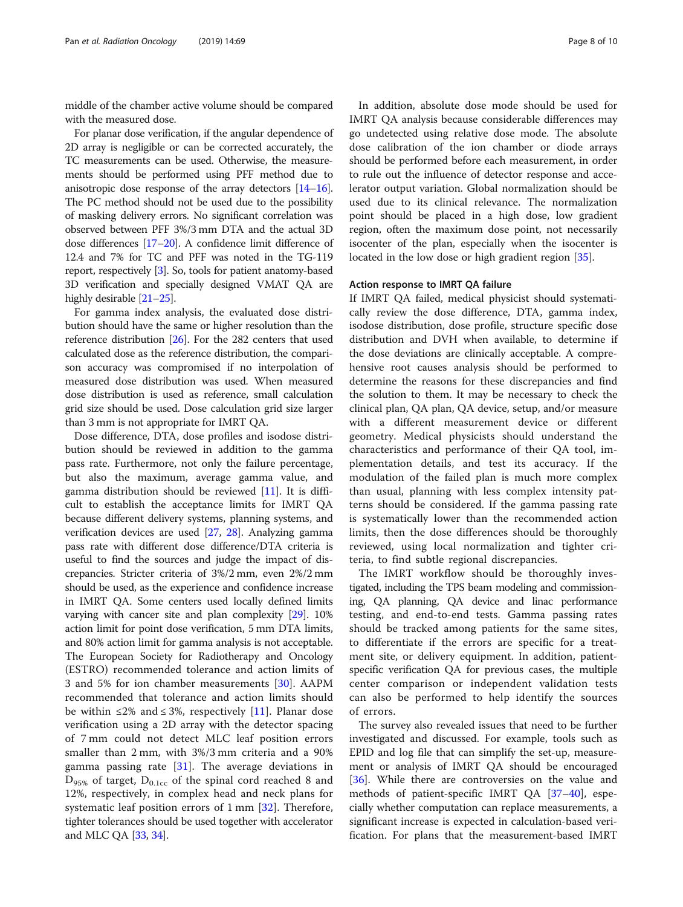middle of the chamber active volume should be compared with the measured dose.

For planar dose verification, if the angular dependence of 2D array is negligible or can be corrected accurately, the TC measurements can be used. Otherwise, the measurements should be performed using PFF method due to anisotropic dose response of the array detectors [14–16]. The PC method should not be used due to the possibility of masking delivery errors. No significant correlation was observed between PFF 3%/3 mm DTA and the actual 3D dose differences [17–20]. A confidence limit difference of 12.4 and 7% for TC and PFF was noted in the TG-119 report, respectively [3]. So, tools for patient anatomy-based 3D verification and specially designed VMAT QA are highly desirable [21–25].

For gamma index analysis, the evaluated dose distribution should have the same or higher resolution than the reference distribution [26]. For the 282 centers that used calculated dose as the reference distribution, the comparison accuracy was compromised if no interpolation of measured dose distribution was used. When measured dose distribution is used as reference, small calculation grid size should be used. Dose calculation grid size larger than 3 mm is not appropriate for IMRT QA.

Dose difference, DTA, dose profiles and isodose distribution should be reviewed in addition to the gamma pass rate. Furthermore, not only the failure percentage, but also the maximum, average gamma value, and gamma distribution should be reviewed [11]. It is difficult to establish the acceptance limits for IMRT QA because different delivery systems, planning systems, and verification devices are used [27, 28]. Analyzing gamma pass rate with different dose difference/DTA criteria is useful to find the sources and judge the impact of discrepancies. Stricter criteria of 3%/2 mm, even 2%/2 mm should be used, as the experience and confidence increase in IMRT QA. Some centers used locally defined limits varying with cancer site and plan complexity [29]. 10% action limit for point dose verification, 5 mm DTA limits, and 80% action limit for gamma analysis is not acceptable. The European Society for Radiotherapy and Oncology (ESTRO) recommended tolerance and action limits of 3 and 5% for ion chamber measurements [30]. AAPM recommended that tolerance and action limits should be within ≤2% and ≤ 3%, respectively [11]. Planar dose verification using a 2D array with the detector spacing of 7 mm could not detect MLC leaf position errors smaller than 2 mm, with 3%/3 mm criteria and a 90% gamma passing rate [31]. The average deviations in $D_{95\%}$ of target, $D_{0.1cc}$ of the spinal cord reached 8 and 12%, respectively, in complex head and neck plans for systematic leaf position errors of 1 mm [32]. Therefore, tighter tolerances should be used together with accelerator and MLC QA [33, 34].

In addition, absolute dose mode should be used for IMRT QA analysis because considerable differences may go undetected using relative dose mode. The absolute dose calibration of the ion chamber or diode arrays should be performed before each measurement, in order to rule out the influence of detector response and accelerator output variation. Global normalization should be used due to its clinical relevance. The normalization point should be placed in a high dose, low gradient region, often the maximum dose point, not necessarily isocenter of the plan, especially when the isocenter is located in the low dose or high gradient region [35].

### Action response to IMRT QA failure

If IMRT QA failed, medical physicist should systematically review the dose difference, DTA, gamma index, isodose distribution, dose profile, structure specific dose distribution and DVH when available, to determine if the dose deviations are clinically acceptable. A comprehensive root causes analysis should be performed to determine the reasons for these discrepancies and find the solution to them. It may be necessary to check the clinical plan, QA plan, QA device, setup, and/or measure with a different measurement device or different geometry. Medical physicists should understand the characteristics and performance of their QA tool, implementation details, and test its accuracy. If the modulation of the failed plan is much more complex than usual, planning with less complex intensity patterns should be considered. If the gamma passing rate is systematically lower than the recommended action limits, then the dose differences should be thoroughly reviewed, using local normalization and tighter criteria, to find subtle regional discrepancies.

The IMRT workflow should be thoroughly investigated, including the TPS beam modeling and commissioning, QA planning, QA device and linac performance testing, and end-to-end tests. Gamma passing rates should be tracked among patients for the same sites, to differentiate if the errors are specific for a treatment site, or delivery equipment. In addition, patient-specific verification QA for previous cases, the multiple center comparison or independent validation tests can also be performed to help identify the sources of errors.

The survey also revealed issues that need to be further investigated and discussed. For example, tools such as EPID and log file that can simplify the set-up, measurement or analysis of IMRT QA should be encouraged [36]. While there are controversies on the value and methods of patient-specific IMRT QA [37–40], especially whether computation can replace measurements, a significant increase is expected in calculation-based verification. For plans that the measurement-based IMRT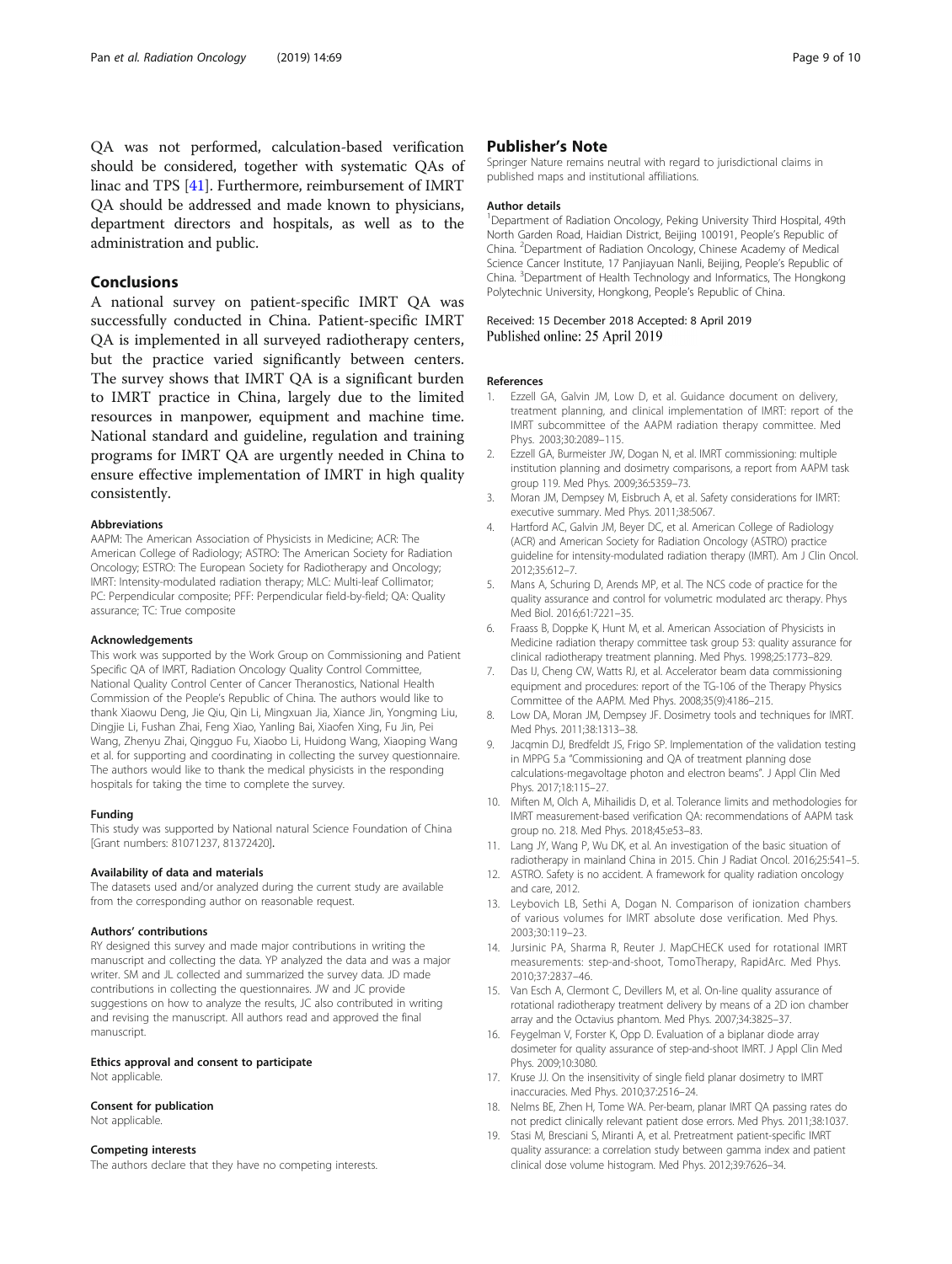QA was not performed, calculation-based verification should be considered, together with systematic QAs of linac and TPS [41]. Furthermore, reimbursement of IMRT QA should be addressed and made known to physicians, department directors and hospitals, as well as to the administration and public.

## Conclusions

A national survey on patient-specific IMRT QA was successfully conducted in China. Patient-specific IMRT QA is implemented in all surveyed radiotherapy centers, but the practice varied significantly between centers. The survey shows that IMRT QA is a significant burden to IMRT practice in China, largely due to the limited resources in manpower, equipment and machine time. National standard and guideline, regulation and training programs for IMRT QA are urgently needed in China to ensure effective implementation of IMRT in high quality consistently.

#### Abbreviations

AAPM: The American Association of Physicists in Medicine; ACR: The American College of Radiology; ASTRO: The American Society for Radiation Oncology; ESTRO: The European Society for Radiotherapy and Oncology; IMRT: Intensity-modulated radiation therapy; MLC: Multi-leaf Collimator; PC: Perpendicular composite; PFF: Perpendicular field-by-field; QA: Quality assurance; TC: True composite

#### Acknowledgements

This work was supported by the Work Group on Commissioning and Patient Specific QA of IMRT, Radiation Oncology Quality Control Committee, National Quality Control Center of Cancer Theranostics, National Health Commission of the People's Republic of China. The authors would like to thank Xiaowu Deng, Jie Qiu, Qin Li, Mingxuan Jia, Xiance Jin, Yongming Liu, Dingjie Li, Fushan Zhai, Feng Xiao, Yanling Bai, Xiaofen Xing, Fu Jin, Pei Wang, Zhenyu Zhai, Qingguo Fu, Xiaobo Li, Huidong Wang, Xiaoping Wang et al. for supporting and coordinating in collecting the survey questionnaire. The authors would like to thank the medical physicists in the responding hospitals for taking the time to complete the survey.

#### Funding

This study was supported by National natural Science Foundation of China [Grant numbers: 81071237, 81372420].

#### Availability of data and materials

The datasets used and/or analyzed during the current study are available from the corresponding author on reasonable request.

#### Authors' contributions

RY designed this survey and made major contributions in writing the manuscript and collecting the data. YP analyzed the data and was a major writer. SM and JL collected and summarized the survey data. JD made contributions in collecting the questionnaires. JW and JC provide suggestions on how to analyze the results, JC also contributed in writing and revising the manuscript. All authors read and approved the final manuscript.

#### Ethics approval and consent to participate

Not applicable.

#### Consent for publication

Not applicable.

#### Competing interests

The authors declare that they have no competing interests.

## Publisher's Note

Springer Nature remains neutral with regard to jurisdictional claims in published maps and institutional affiliations.

#### Author details

[1]Department of Radiation Oncology, Peking University Third Hospital, 49th North Garden Road, Haidian District, Beijing 100191, People's Republic of China. [2]Department of Radiation Oncology, Chinese Academy of Medical Science Cancer Institute, 17 Panjiayuan Nanli, Beijing, People's Republic of China. [3]Department of Health Technology and Informatics, The Hongkong Polytechnic University, Hongkong, People's Republic of China.

Received: 15 December 2018 Accepted: 8 April 2019
Published online: 25 April 2019

#### References

1. Ezzell GA, Galvin JM, Low D, et al. Guidance document on delivery, treatment planning, and clinical implementation of IMRT: report of the IMRT subcommittee of the AAPM radiation therapy committee. Med Phys. 2003;30:2089–115.
2. Ezzell GA, Burmeister JW, Dogan N, et al. IMRT commissioning: multiple institution planning and dosimetry comparisons, a report from AAPM task group 119. Med Phys. 2009;36:5359–73.
3. Moran JM, Dempsey M, Eisbruch A, et al. Safety considerations for IMRT: executive summary. Med Phys. 2011;38:5067.
4. Hartford AC, Galvin JM, Beyer DC, et al. American College of Radiology (ACR) and American Society for Radiation Oncology (ASTRO) practice guideline for intensity-modulated radiation therapy (IMRT). Am J Clin Oncol. 2012;35:612–7.
5. Mans A, Schuring D, Arends MP, et al. The NCS code of practice for the quality assurance and control for volumetric modulated arc therapy. Phys Med Biol. 2016;61:7221–35.
6. Fraass B, Doppke K, Hunt M, et al. American Association of Physicists in Medicine radiation therapy committee task group 53: quality assurance for clinical radiotherapy treatment planning. Med Phys. 1998;25:1773–829.
7. Das IJ, Cheng CW, Watts RJ, et al. Accelerator beam data commissioning equipment and procedures: report of the TG-106 of the Therapy Physics Committee of the AAPM. Med Phys. 2008;35(9):4186–215.
8. Low DA, Moran JM, Dempsey JF. Dosimetry tools and techniques for IMRT. Med Phys. 2011;38:1313–38.
9. Jacqmin DJ, Bredfeldt JS, Frigo SP. Implementation of the validation testing in MPPG 5.a "Commissioning and QA of treatment planning dose calculations-megavoltage photon and electron beams". J Appl Clin Med Phys. 2017;18:115–27.
10. Miften M, Olch A, Mihailidis D, et al. Tolerance limits and methodologies for IMRT measurement-based verification QA: recommendations of AAPM task group no. 218. Med Phys. 2018;45:e53–83.
11. Lang JY, Wang P, Wu DK, et al. An investigation of the basic situation of radiotherapy in mainland China in 2015. Chin J Radiat Oncol. 2016;25:541–5.
12. ASTRO. Safety is no accident. A framework for quality radiation oncology and care, 2012.
13. Leybovich LB, Sethi A, Dogan N. Comparison of ionization chambers of various volumes for IMRT absolute dose verification. Med Phys. 2003;30:119–23.
14. Jursinic PA, Sharma R, Reuter J. MapCHECK used for rotational IMRT measurements: step-and-shoot, TomoTherapy, RapidArc. Med Phys. 2010;37:2837–46.
15. Van Esch A, Clermont C, Devillers M, et al. On-line quality assurance of rotational radiotherapy treatment delivery by means of a 2D ion chamber array and the Octavius phantom. Med Phys. 2007;34:3825–37.
16. Feygelman V, Forster K, Opp D. Evaluation of a biplanar diode array dosimeter for quality assurance of step-and-shoot IMRT. J Appl Clin Med Phys. 2009;10:3080.
17. Kruse JJ. On the insensitivity of single field planar dosimetry to IMRT inaccuracies. Med Phys. 2010;37:2516–24.
18. Nelms BE, Zhen H, Tome WA. Per-beam, planar IMRT QA passing rates do not predict clinically relevant patient dose errors. Med Phys. 2011;38:1037.
19. Stasi M, Bresciani S, Miranti A, et al. Pretreatment patient-specific IMRT quality assurance: a correlation study between gamma index and patient clinical dose volume histogram. Med Phys. 2012;39:7626–34.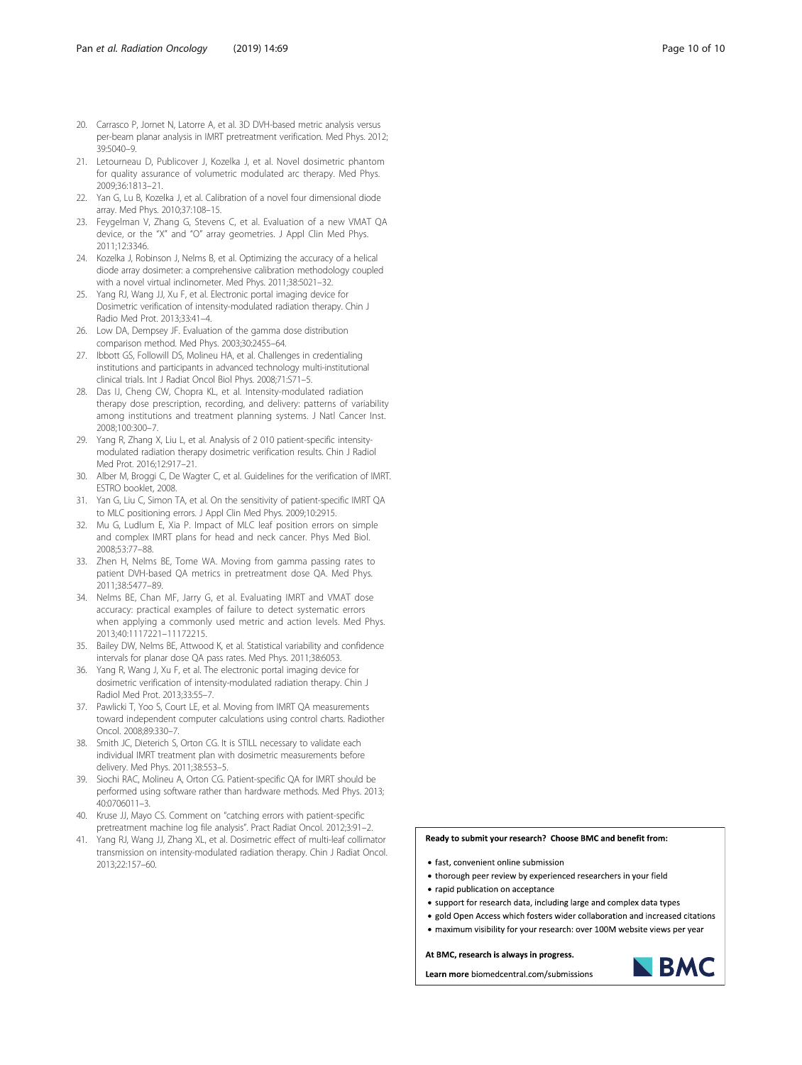20. Carrasco P, Jornet N, Latorre A, et al. 3D DVH-based metric analysis versus per-beam planar analysis in IMRT pretreatment verification. Med Phys. 2012; 39:5040–9.
21. Letourneau D, Publicover J, Kozelka J, et al. Novel dosimetric phantom for quality assurance of volumetric modulated arc therapy. Med Phys. 2009;36:1813–21.
22. Yan G, Lu B, Kozelka J, et al. Calibration of a novel four dimensional diode array. Med Phys. 2010;37:108–15.
23. Feygelman V, Zhang G, Stevens C, et al. Evaluation of a new VMAT QA device, or the "X" and "O" array geometries. J Appl Clin Med Phys. 2011;12:3346.
24. Kozelka J, Robinson J, Nelms B, et al. Optimizing the accuracy of a helical diode array dosimeter: a comprehensive calibration methodology coupled with a novel virtual inclinometer. Med Phys. 2011;38:5021–32.
25. Yang RJ, Wang JJ, Xu F, et al. Electronic portal imaging device for Dosimetric verification of intensity-modulated radiation therapy. Chin J Radio Med Prot. 2013;33:41–4.
26. Low DA, Dempsey JF. Evaluation of the gamma dose distribution comparison method. Med Phys. 2003;30:2455–64.
27. Ibbott GS, Followill DS, Molineu HA, et al. Challenges in credentialing institutions and participants in advanced technology multi-institutional clinical trials. Int J Radiat Oncol Biol Phys. 2008;71:S71–5.
28. Das IJ, Cheng CW, Chopra KL, et al. Intensity-modulated radiation therapy dose prescription, recording, and delivery: patterns of variability among institutions and treatment planning systems. J Natl Cancer Inst. 2008;100:300–7.
29. Yang R, Zhang X, Liu L, et al. Analysis of 2 010 patient-specific intensity-modulated radiation therapy dosimetric verification results. Chin J Radiol Med Prot. 2016;12:917–21.
30. Alber M, Broggi C, De Wagter C, et al. Guidelines for the verification of IMRT. ESTRO booklet, 2008.
31. Yan G, Liu C, Simon TA, et al. On the sensitivity of patient-specific IMRT QA to MLC positioning errors. J Appl Clin Med Phys. 2009;10:2915.
32. Mu G, Ludlum E, Xia P. Impact of MLC leaf position errors on simple and complex IMRT plans for head and neck cancer. Phys Med Biol. 2008;53:77–88.
33. Zhen H, Nelms BE, Tome WA. Moving from gamma passing rates to patient DVH-based QA metrics in pretreatment dose QA. Med Phys. 2011;38:5477–89.
34. Nelms BE, Chan MF, Jarry G, et al. Evaluating IMRT and VMAT dose accuracy: practical examples of failure to detect systematic errors when applying a commonly used metric and action levels. Med Phys. 2013;40:1117221–11172215.
35. Bailey DW, Nelms BE, Attwood K, et al. Statistical variability and confidence intervals for planar dose QA pass rates. Med Phys. 2011;38:6053.
36. Yang R, Wang J, Xu F, et al. The electronic portal imaging device for dosimetric verification of intensity-modulated radiation therapy. Chin J Radiol Med Prot. 2013;33:55–7.
37. Pawlicki T, Yoo S, Court LE, et al. Moving from IMRT QA measurements toward independent computer calculations using control charts. Radiother Oncol. 2008;89:330–7.
38. Smith JC, Dieterich S, Orton CG. It is STILL necessary to validate each individual IMRT treatment plan with dosimetric measurements before delivery. Med Phys. 2011;38:553–5.
39. Siochi RAC, Molineu A, Orton CG. Patient-specific QA for IMRT should be performed using software rather than hardware methods. Med Phys. 2013; 40:0706011–3.
40. Kruse JJ, Mayo CS. Comment on "catching errors with patient-specific pretreatment machine log file analysis". Pract Radiat Oncol. 2012;3:91–2.
41. Yang RJ, Wang JJ, Zhang XL, et al. Dosimetric effect of multi-leaf collimator transmission on intensity-modulated radiation therapy. Chin J Radiat Oncol. 2013;22:157–60.

**Ready to submit your research? Choose BMC and benefit from:**

- fast, convenient online submission
- thorough peer review by experienced researchers in your field
- rapid publication on acceptance
- support for research data, including large and complex data types
- gold Open Access which fosters wider collaboration and increased citations
- maximum visibility for your research: over 100M website views per year

**At BMC, research is always in progress.**

**Learn more** biomedcentral.com/submissions

BMC